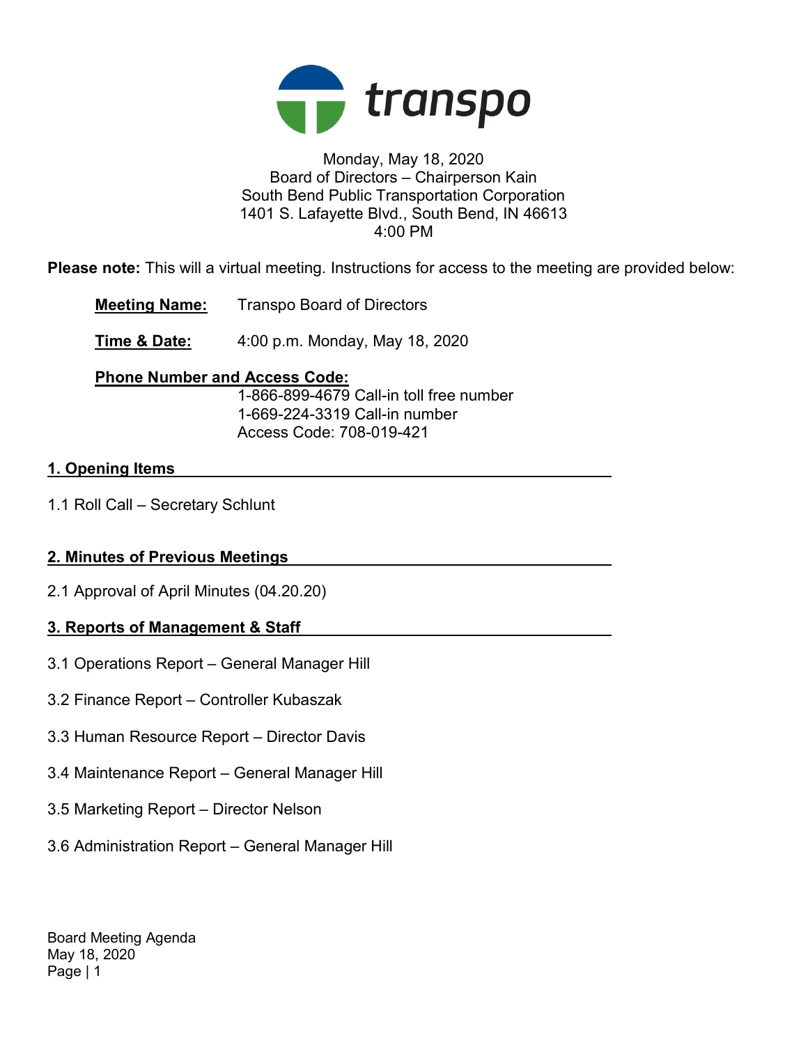transpo

Monday, May 18, 2020
Board of Directors – Chairperson Kain
South Bend Public Transportation Corporation
1401 S. Lafayette Blvd., South Bend, IN 46613
4:00 PM

**Please note:** This will a virtual meeting. Instructions for access to the meeting are provided below:

**Meeting Name:** Transpo Board of Directors

**Time & Date:** 4:00 p.m. Monday, May 18, 2020

**Phone Number and Access Code:**
1-866-899-4679 Call-in toll free number
1-669-224-3319 Call-in number
Access Code: 708-019-421

## 1. Opening Items

1.1 Roll Call – Secretary Schlunt

## 2. Minutes of Previous Meetings

2.1 Approval of April Minutes (04.20.20)

## 3. Reports of Management & Staff

3.1 Operations Report – General Manager Hill

3.2 Finance Report – Controller Kubaszak

3.3 Human Resource Report – Director Davis

3.4 Maintenance Report – General Manager Hill

3.5 Marketing Report – Director Nelson

3.6 Administration Report – General Manager Hill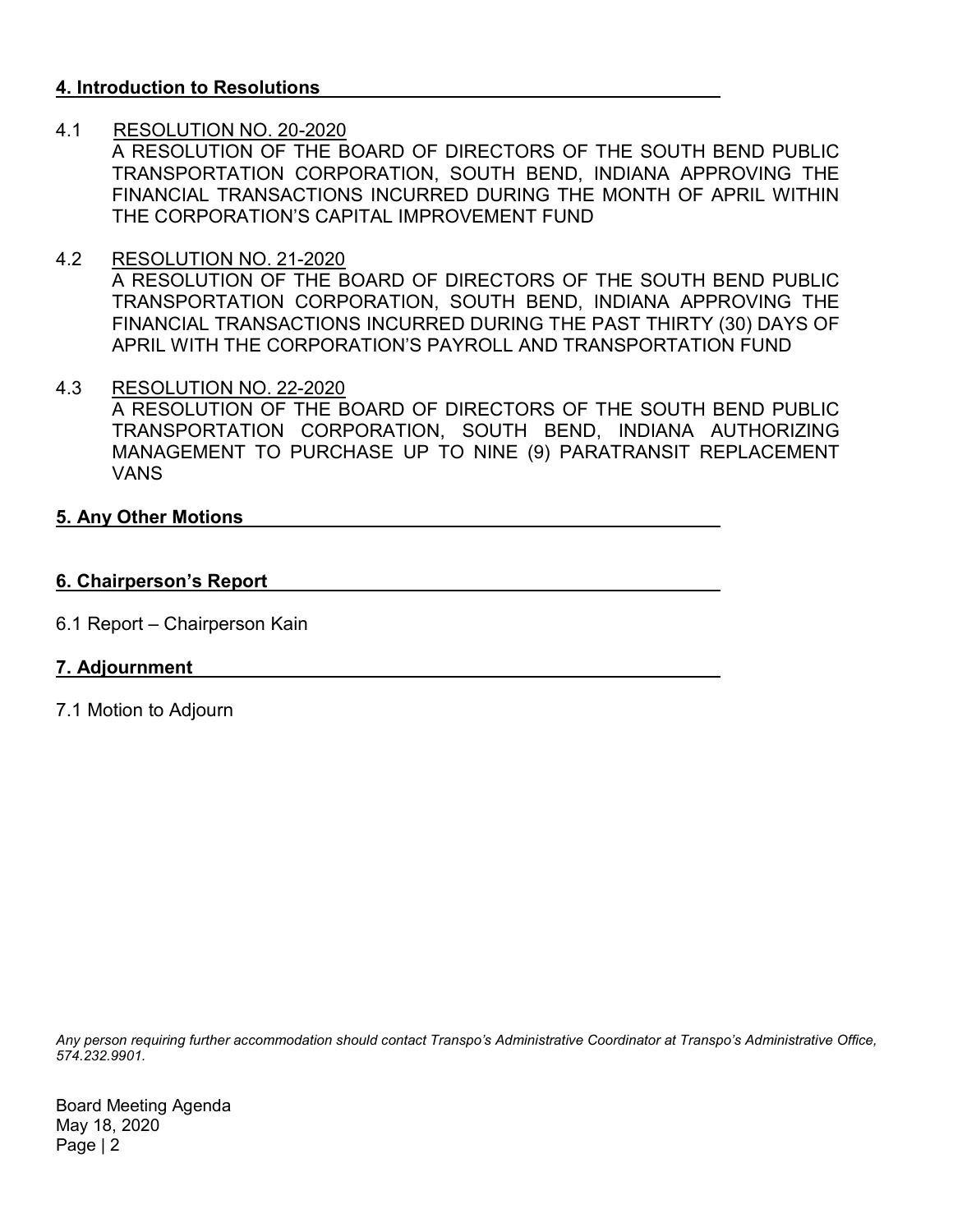## 4. Introduction to Resolutions

4.1 RESOLUTION NO. 20-2020

A RESOLUTION OF THE BOARD OF DIRECTORS OF THE SOUTH BEND PUBLIC TRANSPORTATION CORPORATION, SOUTH BEND, INDIANA APPROVING THE FINANCIAL TRANSACTIONS INCURRED DURING THE MONTH OF APRIL WITHIN THE CORPORATION'S CAPITAL IMPROVEMENT FUND

4.2 RESOLUTION NO. 21-2020

A RESOLUTION OF THE BOARD OF DIRECTORS OF THE SOUTH BEND PUBLIC TRANSPORTATION CORPORATION, SOUTH BEND, INDIANA APPROVING THE FINANCIAL TRANSACTIONS INCURRED DURING THE PAST THIRTY (30) DAYS OF APRIL WITH THE CORPORATION'S PAYROLL AND TRANSPORTATION FUND

4.3 RESOLUTION NO. 22-2020

A RESOLUTION OF THE BOARD OF DIRECTORS OF THE SOUTH BEND PUBLIC TRANSPORTATION CORPORATION, SOUTH BEND, INDIANA AUTHORIZING MANAGEMENT TO PURCHASE UP TO NINE (9) PARATRANSIT REPLACEMENT VANS

## 5. Any Other Motions

## 6. Chairperson's Report

6.1 Report – Chairperson Kain

## 7. Adjournment

7.1 Motion to Adjourn

*Any person requiring further accommodation should contact Transpo's Administrative Coordinator at Transpo's Administrative Office, 574.232.9901.*

Board Meeting Agenda
May 18, 2020